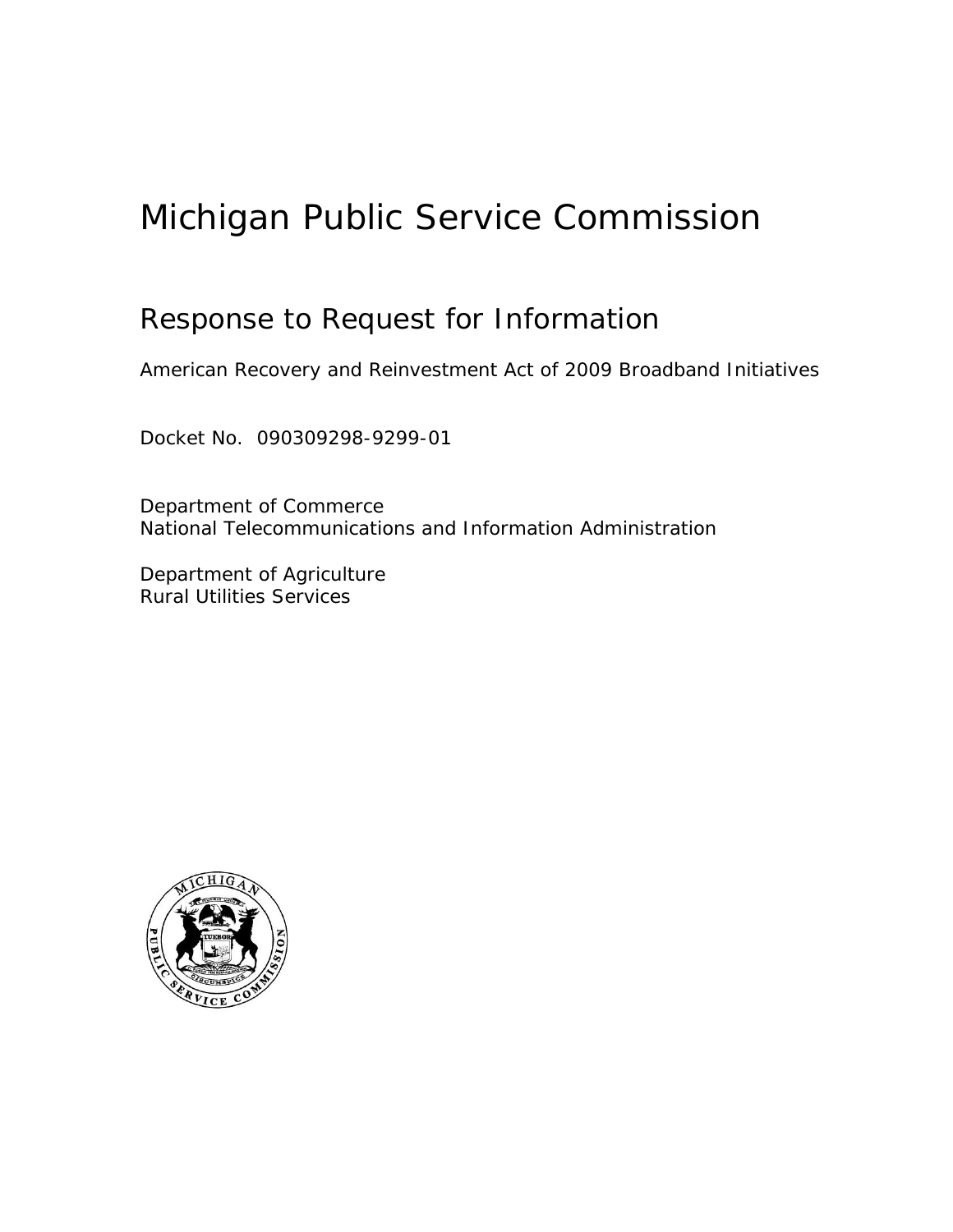# Michigan Public Service Commission

## Response to Request for Information

American Recovery and Reinvestment Act of 2009 Broadband Initiatives

Docket No. 090309298-9299-01

Department of Commerce
National Telecommunications and Information Administration

Department of Agriculture
Rural Utilities Services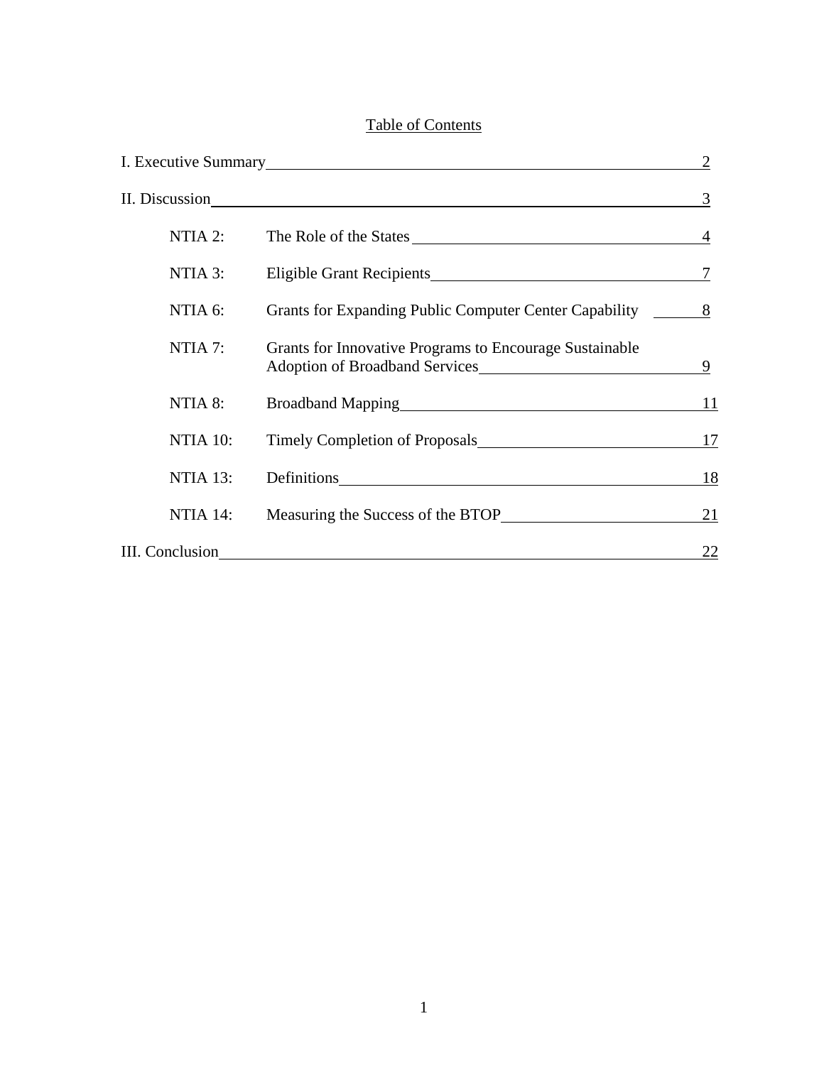# Table of Contents

| | | |
|---|---|---|
| I. Executive Summary | | 2 |
| II. Discussion | | 3 |
| NTIA 2: | The Role of the States | 4 |
| NTIA 3: | Eligible Grant Recipients | 7 |
| NTIA 6: | Grants for Expanding Public Computer Center Capability | 8 |
| NTIA 7: | Grants for Innovative Programs to Encourage Sustainable Adoption of Broadband Services | 9 |
| NTIA 8: | Broadband Mapping | 11 |
| NTIA 10: | Timely Completion of Proposals | 17 |
| NTIA 13: | Definitions | 18 |
| NTIA 14: | Measuring the Success of the BTOP | 21 |
| III. Conclusion | | 22 |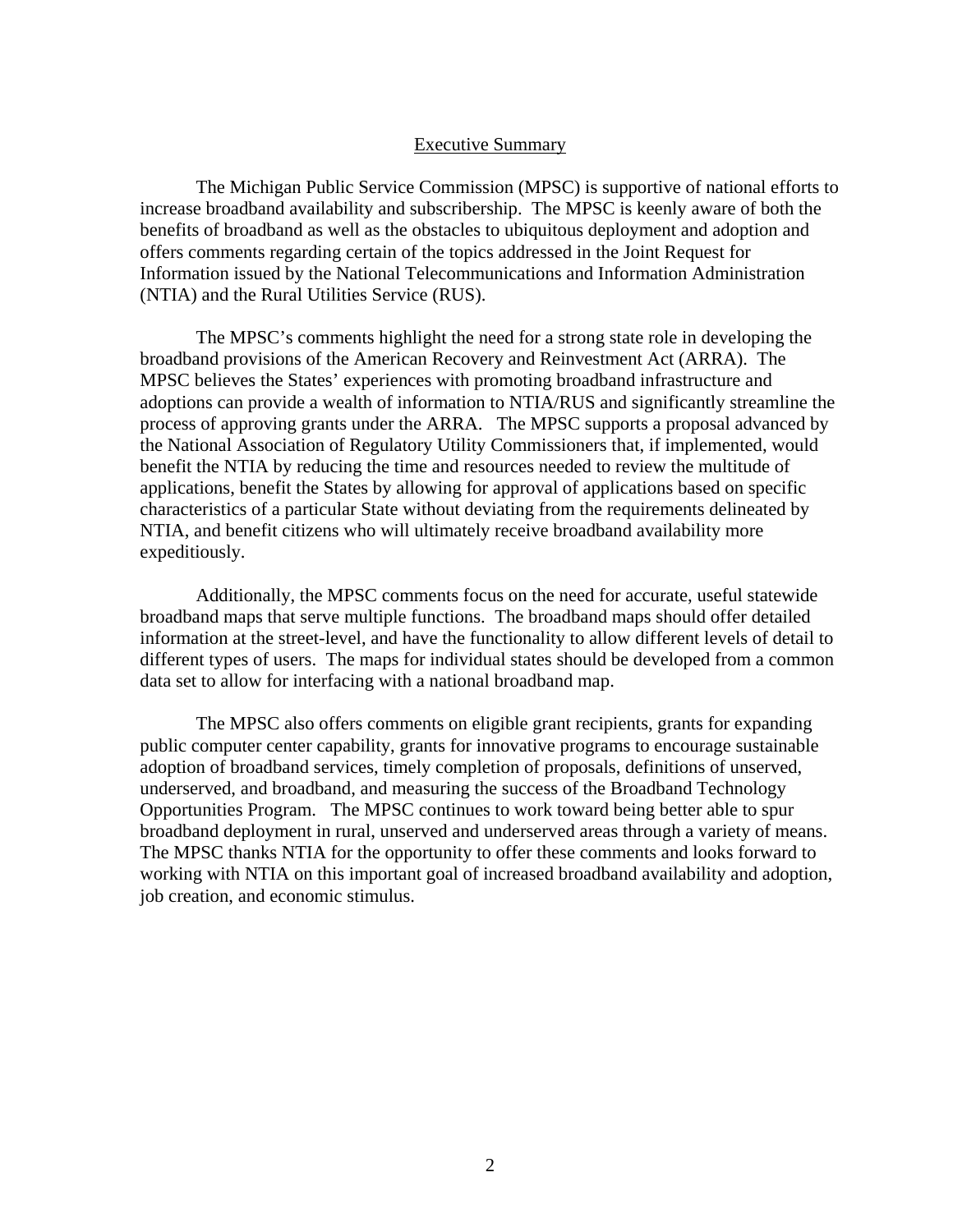## Executive Summary

The Michigan Public Service Commission (MPSC) is supportive of national efforts to increase broadband availability and subscribership. The MPSC is keenly aware of both the benefits of broadband as well as the obstacles to ubiquitous deployment and adoption and offers comments regarding certain of the topics addressed in the Joint Request for Information issued by the National Telecommunications and Information Administration (NTIA) and the Rural Utilities Service (RUS).

The MPSC's comments highlight the need for a strong state role in developing the broadband provisions of the American Recovery and Reinvestment Act (ARRA). The MPSC believes the States' experiences with promoting broadband infrastructure and adoptions can provide a wealth of information to NTIA/RUS and significantly streamline the process of approving grants under the ARRA. The MPSC supports a proposal advanced by the National Association of Regulatory Utility Commissioners that, if implemented, would benefit the NTIA by reducing the time and resources needed to review the multitude of applications, benefit the States by allowing for approval of applications based on specific characteristics of a particular State without deviating from the requirements delineated by NTIA, and benefit citizens who will ultimately receive broadband availability more expeditiously.

Additionally, the MPSC comments focus on the need for accurate, useful statewide broadband maps that serve multiple functions. The broadband maps should offer detailed information at the street-level, and have the functionality to allow different levels of detail to different types of users. The maps for individual states should be developed from a common data set to allow for interfacing with a national broadband map.

The MPSC also offers comments on eligible grant recipients, grants for expanding public computer center capability, grants for innovative programs to encourage sustainable adoption of broadband services, timely completion of proposals, definitions of unserved, underserved, and broadband, and measuring the success of the Broadband Technology Opportunities Program. The MPSC continues to work toward being better able to spur broadband deployment in rural, unserved and underserved areas through a variety of means. The MPSC thanks NTIA for the opportunity to offer these comments and looks forward to working with NTIA on this important goal of increased broadband availability and adoption, job creation, and economic stimulus.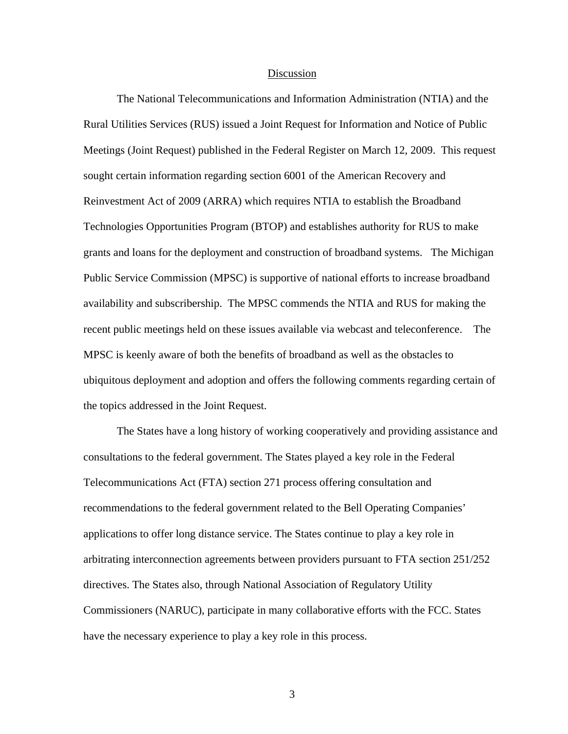## Discussion

The National Telecommunications and Information Administration (NTIA) and the Rural Utilities Services (RUS) issued a Joint Request for Information and Notice of Public Meetings (Joint Request) published in the Federal Register on March 12, 2009. This request sought certain information regarding section 6001 of the American Recovery and Reinvestment Act of 2009 (ARRA) which requires NTIA to establish the Broadband Technologies Opportunities Program (BTOP) and establishes authority for RUS to make grants and loans for the deployment and construction of broadband systems. The Michigan Public Service Commission (MPSC) is supportive of national efforts to increase broadband availability and subscribership. The MPSC commends the NTIA and RUS for making the recent public meetings held on these issues available via webcast and teleconference. The MPSC is keenly aware of both the benefits of broadband as well as the obstacles to ubiquitous deployment and adoption and offers the following comments regarding certain of the topics addressed in the Joint Request.

The States have a long history of working cooperatively and providing assistance and consultations to the federal government. The States played a key role in the Federal Telecommunications Act (FTA) section 271 process offering consultation and recommendations to the federal government related to the Bell Operating Companies' applications to offer long distance service. The States continue to play a key role in arbitrating interconnection agreements between providers pursuant to FTA section 251/252 directives. The States also, through National Association of Regulatory Utility Commissioners (NARUC), participate in many collaborative efforts with the FCC. States have the necessary experience to play a key role in this process.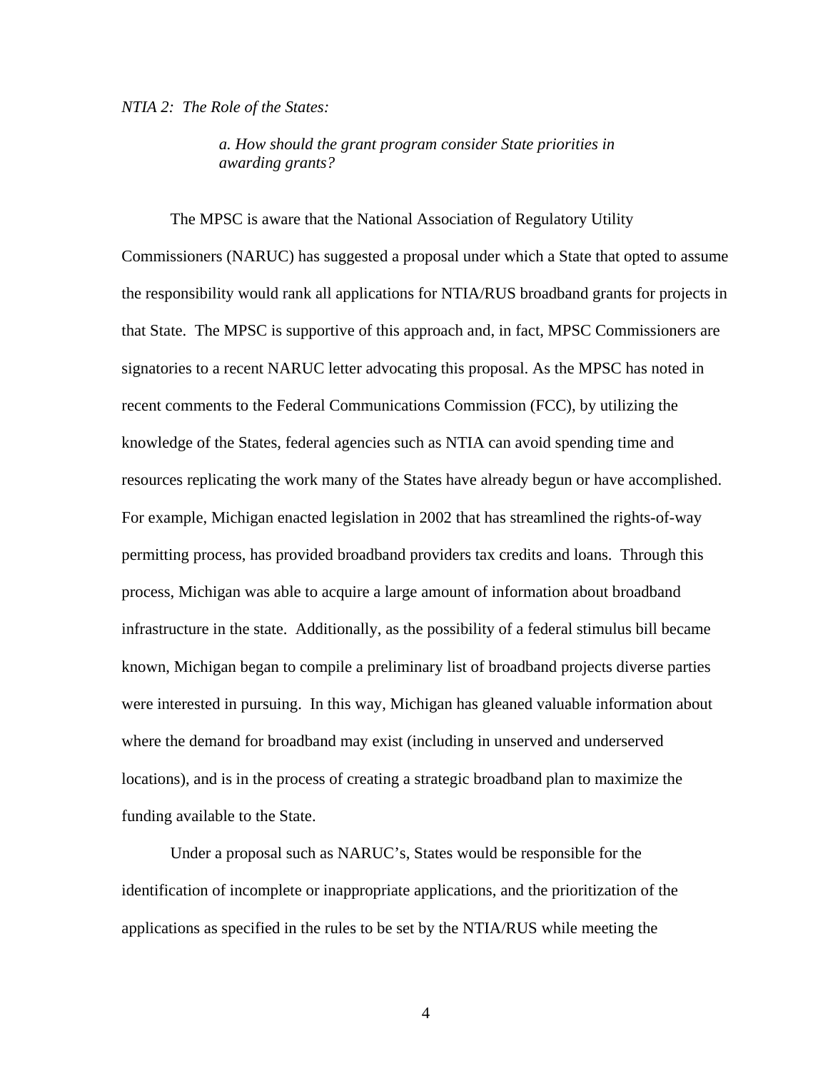*NTIA 2: The Role of the States:*

> *a. How should the grant program consider State priorities in awarding grants?*

The MPSC is aware that the National Association of Regulatory Utility Commissioners (NARUC) has suggested a proposal under which a State that opted to assume the responsibility would rank all applications for NTIA/RUS broadband grants for projects in that State. The MPSC is supportive of this approach and, in fact, MPSC Commissioners are signatories to a recent NARUC letter advocating this proposal. As the MPSC has noted in recent comments to the Federal Communications Commission (FCC), by utilizing the knowledge of the States, federal agencies such as NTIA can avoid spending time and resources replicating the work many of the States have already begun or have accomplished. For example, Michigan enacted legislation in 2002 that has streamlined the rights-of-way permitting process, has provided broadband providers tax credits and loans. Through this process, Michigan was able to acquire a large amount of information about broadband infrastructure in the state. Additionally, as the possibility of a federal stimulus bill became known, Michigan began to compile a preliminary list of broadband projects diverse parties were interested in pursuing. In this way, Michigan has gleaned valuable information about where the demand for broadband may exist (including in unserved and underserved locations), and is in the process of creating a strategic broadband plan to maximize the funding available to the State.

Under a proposal such as NARUC's, States would be responsible for the identification of incomplete or inappropriate applications, and the prioritization of the applications as specified in the rules to be set by the NTIA/RUS while meeting the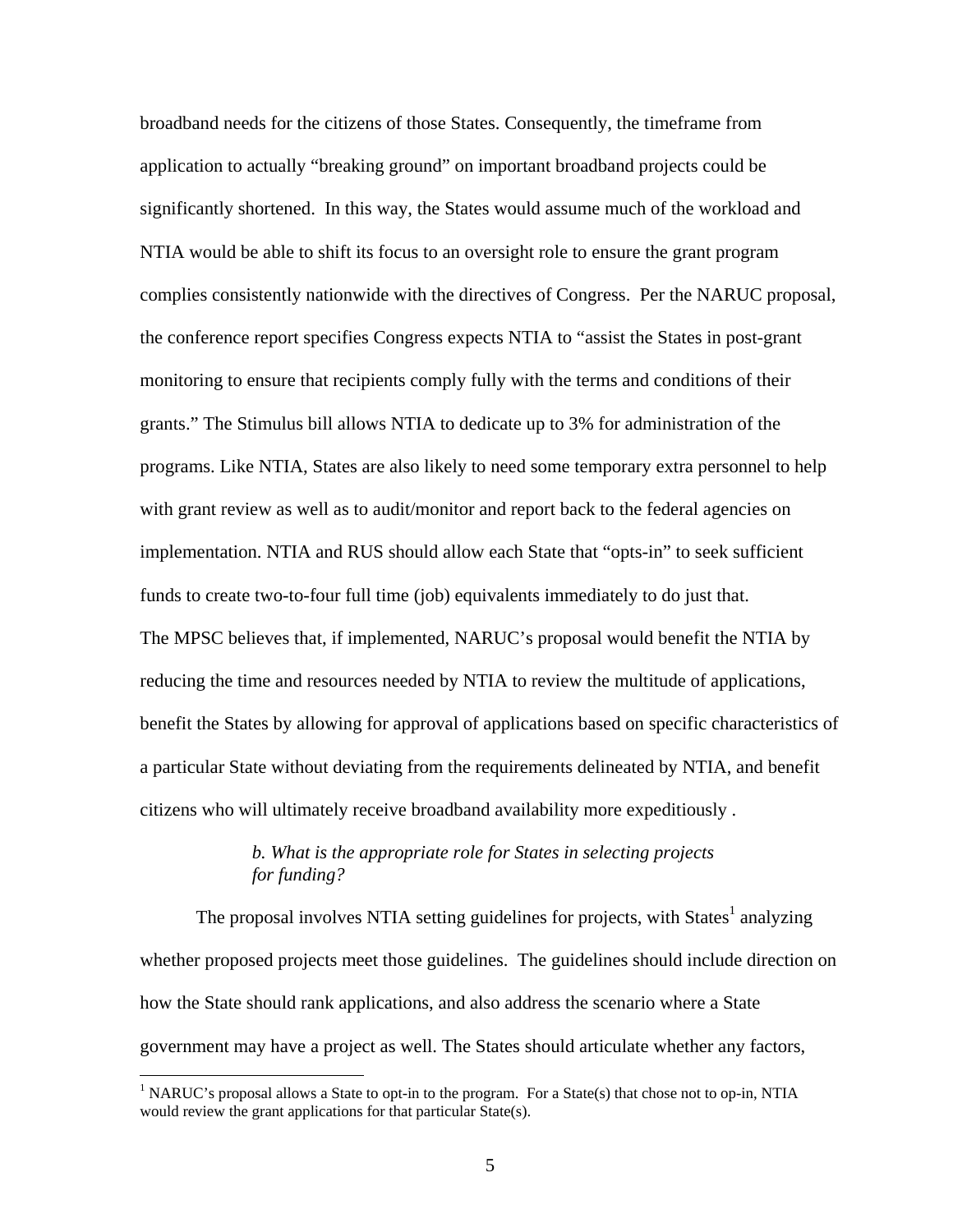broadband needs for the citizens of those States. Consequently, the timeframe from application to actually "breaking ground" on important broadband projects could be significantly shortened. In this way, the States would assume much of the workload and NTIA would be able to shift its focus to an oversight role to ensure the grant program complies consistently nationwide with the directives of Congress. Per the NARUC proposal, the conference report specifies Congress expects NTIA to "assist the States in post-grant monitoring to ensure that recipients comply fully with the terms and conditions of their grants." The Stimulus bill allows NTIA to dedicate up to 3% for administration of the programs. Like NTIA, States are also likely to need some temporary extra personnel to help with grant review as well as to audit/monitor and report back to the federal agencies on implementation. NTIA and RUS should allow each State that "opts-in" to seek sufficient funds to create two-to-four full time (job) equivalents immediately to do just that.

The MPSC believes that, if implemented, NARUC's proposal would benefit the NTIA by reducing the time and resources needed by NTIA to review the multitude of applications, benefit the States by allowing for approval of applications based on specific characteristics of a particular State without deviating from the requirements delineated by NTIA, and benefit citizens who will ultimately receive broadband availability more expeditiously .

*b. What is the appropriate role for States in selecting projects for funding?*

The proposal involves NTIA setting guidelines for projects, with States[1] analyzing whether proposed projects meet those guidelines. The guidelines should include direction on how the State should rank applications, and also address the scenario where a State government may have a project as well. The States should articulate whether any factors,

[1] NARUC's proposal allows a State to opt-in to the program. For a State(s) that chose not to op-in, NTIA would review the grant applications for that particular State(s).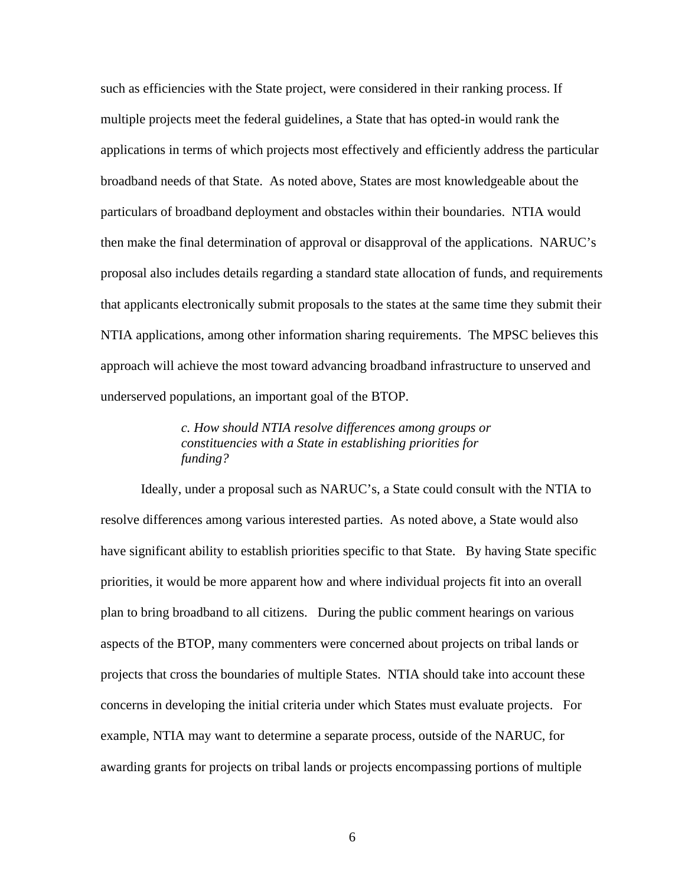such as efficiencies with the State project, were considered in their ranking process. If multiple projects meet the federal guidelines, a State that has opted-in would rank the applications in terms of which projects most effectively and efficiently address the particular broadband needs of that State. As noted above, States are most knowledgeable about the particulars of broadband deployment and obstacles within their boundaries. NTIA would then make the final determination of approval or disapproval of the applications. NARUC's proposal also includes details regarding a standard state allocation of funds, and requirements that applicants electronically submit proposals to the states at the same time they submit their NTIA applications, among other information sharing requirements. The MPSC believes this approach will achieve the most toward advancing broadband infrastructure to unserved and underserved populations, an important goal of the BTOP.

> *c. How should NTIA resolve differences among groups or constituencies with a State in establishing priorities for funding?*

Ideally, under a proposal such as NARUC's, a State could consult with the NTIA to resolve differences among various interested parties. As noted above, a State would also have significant ability to establish priorities specific to that State. By having State specific priorities, it would be more apparent how and where individual projects fit into an overall plan to bring broadband to all citizens. During the public comment hearings on various aspects of the BTOP, many commenters were concerned about projects on tribal lands or projects that cross the boundaries of multiple States. NTIA should take into account these concerns in developing the initial criteria under which States must evaluate projects. For example, NTIA may want to determine a separate process, outside of the NARUC, for awarding grants for projects on tribal lands or projects encompassing portions of multiple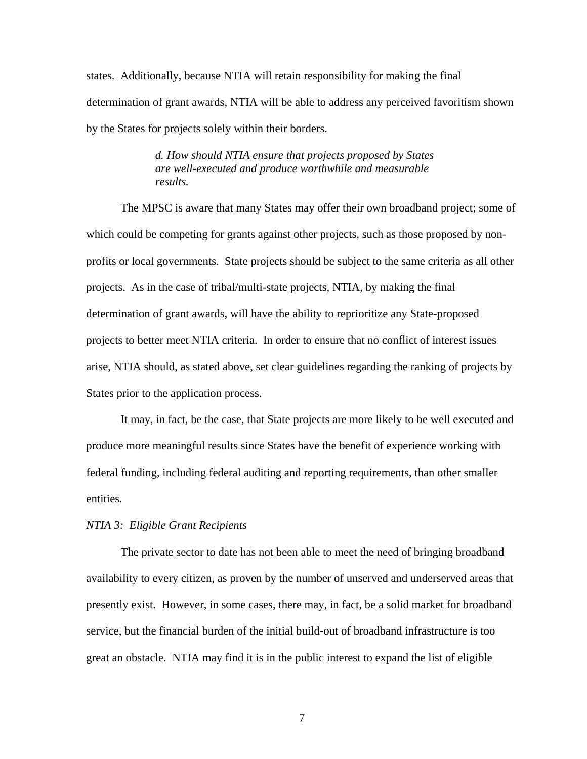states. Additionally, because NTIA will retain responsibility for making the final determination of grant awards, NTIA will be able to address any perceived favoritism shown by the States for projects solely within their borders.

> *d. How should NTIA ensure that projects proposed by States are well-executed and produce worthwhile and measurable results.*

The MPSC is aware that many States may offer their own broadband project; some of which could be competing for grants against other projects, such as those proposed by non-profits or local governments. State projects should be subject to the same criteria as all other projects. As in the case of tribal/multi-state projects, NTIA, by making the final determination of grant awards, will have the ability to reprioritize any State-proposed projects to better meet NTIA criteria. In order to ensure that no conflict of interest issues arise, NTIA should, as stated above, set clear guidelines regarding the ranking of projects by States prior to the application process.

It may, in fact, be the case, that State projects are more likely to be well executed and produce more meaningful results since States have the benefit of experience working with federal funding, including federal auditing and reporting requirements, than other smaller entities.

*NTIA 3: Eligible Grant Recipients*

The private sector to date has not been able to meet the need of bringing broadband availability to every citizen, as proven by the number of unserved and underserved areas that presently exist. However, in some cases, there may, in fact, be a solid market for broadband service, but the financial burden of the initial build-out of broadband infrastructure is too great an obstacle. NTIA may find it is in the public interest to expand the list of eligible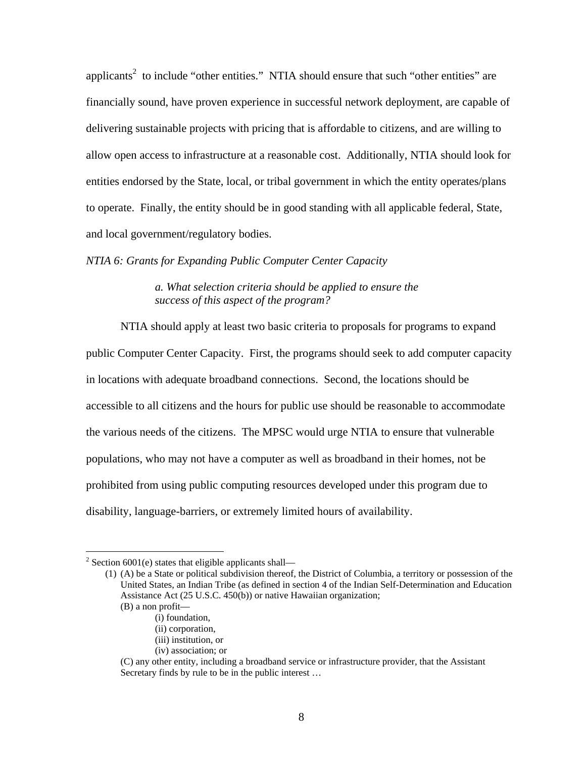applicants[2] to include "other entities." NTIA should ensure that such "other entities" are financially sound, have proven experience in successful network deployment, are capable of delivering sustainable projects with pricing that is affordable to citizens, and are willing to allow open access to infrastructure at a reasonable cost. Additionally, NTIA should look for entities endorsed by the State, local, or tribal government in which the entity operates/plans to operate. Finally, the entity should be in good standing with all applicable federal, State, and local government/regulatory bodies.

*NTIA 6: Grants for Expanding Public Computer Center Capacity*

> *a. What selection criteria should be applied to ensure the success of this aspect of the program?*

NTIA should apply at least two basic criteria to proposals for programs to expand public Computer Center Capacity. First, the programs should seek to add computer capacity in locations with adequate broadband connections. Second, the locations should be accessible to all citizens and the hours for public use should be reasonable to accommodate the various needs of the citizens. The MPSC would urge NTIA to ensure that vulnerable populations, who may not have a computer as well as broadband in their homes, not be prohibited from using public computing resources developed under this program due to disability, language-barriers, or extremely limited hours of availability.

---

[2] Section 6001(e) states that eligible applicants shall—

(1) (A) be a State or political subdivision thereof, the District of Columbia, a territory or possession of the United States, an Indian Tribe (as defined in section 4 of the Indian Self-Determination and Education Assistance Act (25 U.S.C. 450(b)) or native Hawaiian organization;

(B) a non profit—

(i) foundation,

(ii) corporation,

(iii) institution, or

(iv) association; or

(C) any other entity, including a broadband service or infrastructure provider, that the Assistant Secretary finds by rule to be in the public interest …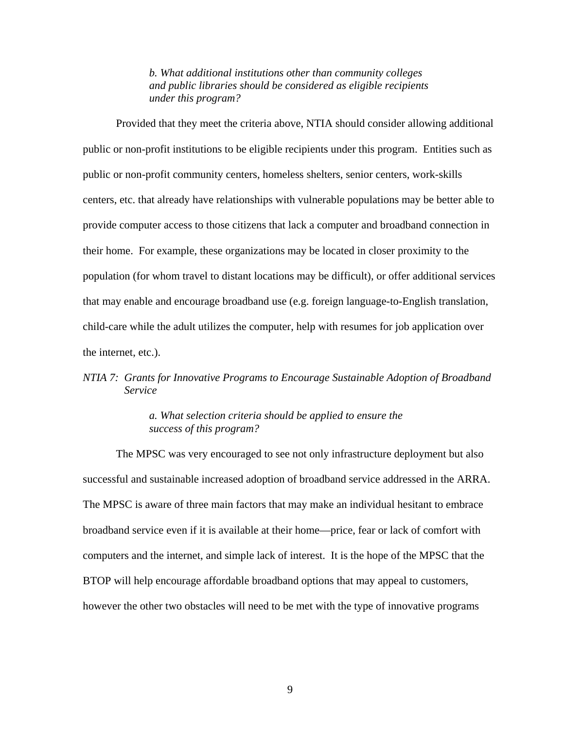*b. What additional institutions other than community colleges and public libraries should be considered as eligible recipients under this program?*

Provided that they meet the criteria above, NTIA should consider allowing additional public or non-profit institutions to be eligible recipients under this program. Entities such as public or non-profit community centers, homeless shelters, senior centers, work-skills centers, etc. that already have relationships with vulnerable populations may be better able to provide computer access to those citizens that lack a computer and broadband connection in their home. For example, these organizations may be located in closer proximity to the population (for whom travel to distant locations may be difficult), or offer additional services that may enable and encourage broadband use (e.g. foreign language-to-English translation, child-care while the adult utilizes the computer, help with resumes for job application over the internet, etc.).

*NTIA 7: Grants for Innovative Programs to Encourage Sustainable Adoption of Broadband Service*

*a. What selection criteria should be applied to ensure the success of this program?*

The MPSC was very encouraged to see not only infrastructure deployment but also successful and sustainable increased adoption of broadband service addressed in the ARRA. The MPSC is aware of three main factors that may make an individual hesitant to embrace broadband service even if it is available at their home—price, fear or lack of comfort with computers and the internet, and simple lack of interest. It is the hope of the MPSC that the BTOP will help encourage affordable broadband options that may appeal to customers, however the other two obstacles will need to be met with the type of innovative programs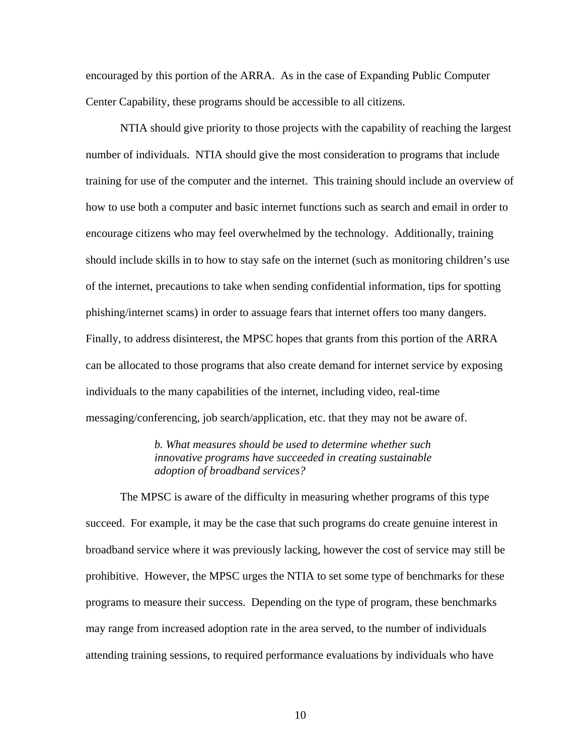encouraged by this portion of the ARRA. As in the case of Expanding Public Computer Center Capability, these programs should be accessible to all citizens.

NTIA should give priority to those projects with the capability of reaching the largest number of individuals. NTIA should give the most consideration to programs that include training for use of the computer and the internet. This training should include an overview of how to use both a computer and basic internet functions such as search and email in order to encourage citizens who may feel overwhelmed by the technology. Additionally, training should include skills in to how to stay safe on the internet (such as monitoring children's use of the internet, precautions to take when sending confidential information, tips for spotting phishing/internet scams) in order to assuage fears that internet offers too many dangers. Finally, to address disinterest, the MPSC hopes that grants from this portion of the ARRA can be allocated to those programs that also create demand for internet service by exposing individuals to the many capabilities of the internet, including video, real-time messaging/conferencing, job search/application, etc. that they may not be aware of.

> *b. What measures should be used to determine whether such innovative programs have succeeded in creating sustainable adoption of broadband services?*

The MPSC is aware of the difficulty in measuring whether programs of this type succeed. For example, it may be the case that such programs do create genuine interest in broadband service where it was previously lacking, however the cost of service may still be prohibitive. However, the MPSC urges the NTIA to set some type of benchmarks for these programs to measure their success. Depending on the type of program, these benchmarks may range from increased adoption rate in the area served, to the number of individuals attending training sessions, to required performance evaluations by individuals who have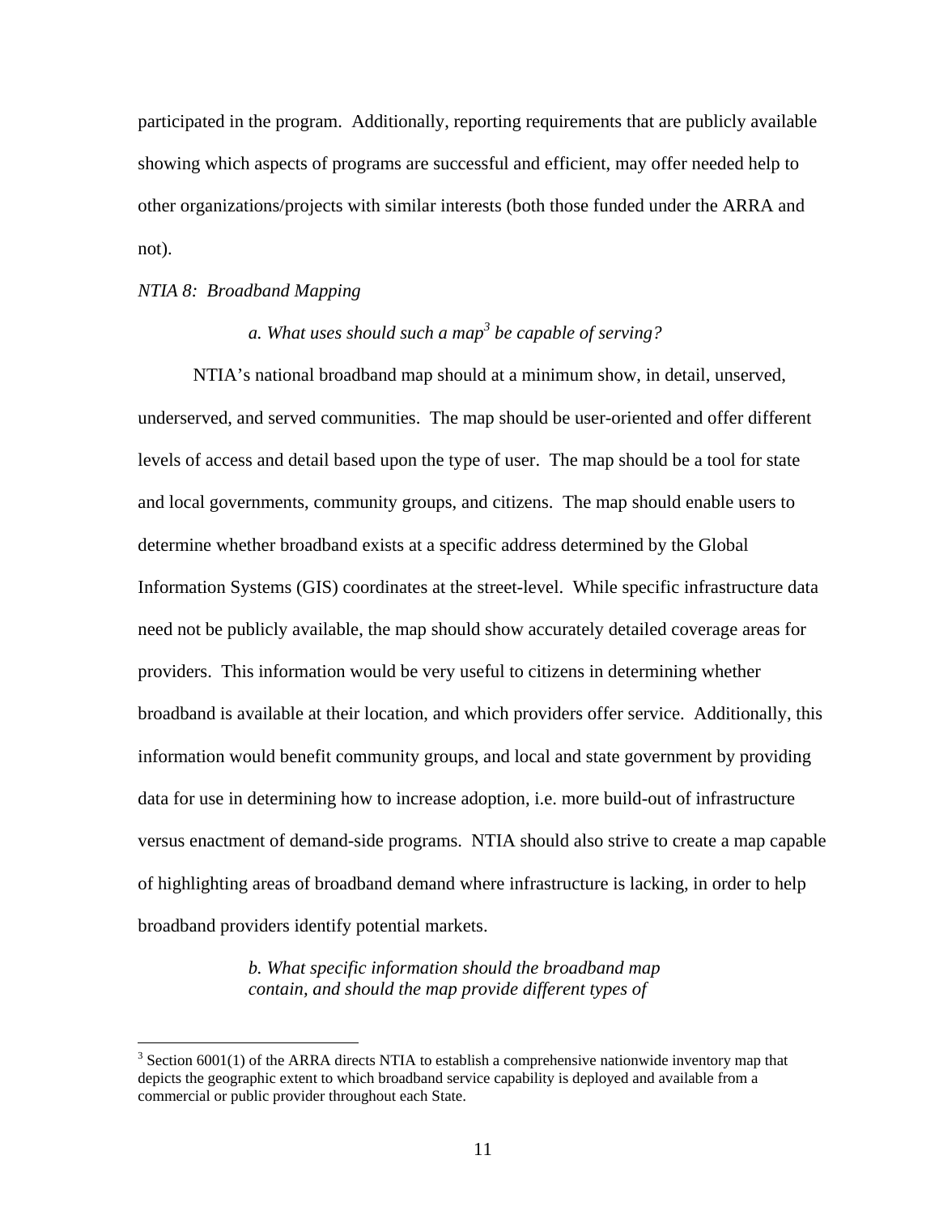participated in the program. Additionally, reporting requirements that are publicly available showing which aspects of programs are successful and efficient, may offer needed help to other organizations/projects with similar interests (both those funded under the ARRA and not).

*NTIA 8: Broadband Mapping*

*a. What uses should such a map[3] be capable of serving?*

NTIA's national broadband map should at a minimum show, in detail, unserved, underserved, and served communities. The map should be user-oriented and offer different levels of access and detail based upon the type of user. The map should be a tool for state and local governments, community groups, and citizens. The map should enable users to determine whether broadband exists at a specific address determined by the Global Information Systems (GIS) coordinates at the street-level. While specific infrastructure data need not be publicly available, the map should show accurately detailed coverage areas for providers. This information would be very useful to citizens in determining whether broadband is available at their location, and which providers offer service. Additionally, this information would benefit community groups, and local and state government by providing data for use in determining how to increase adoption, i.e. more build-out of infrastructure versus enactment of demand-side programs. NTIA should also strive to create a map capable of highlighting areas of broadband demand where infrastructure is lacking, in order to help broadband providers identify potential markets.

*b. What specific information should the broadband map contain, and should the map provide different types of*

[3] Section 6001(1) of the ARRA directs NTIA to establish a comprehensive nationwide inventory map that depicts the geographic extent to which broadband service capability is deployed and available from a commercial or public provider throughout each State.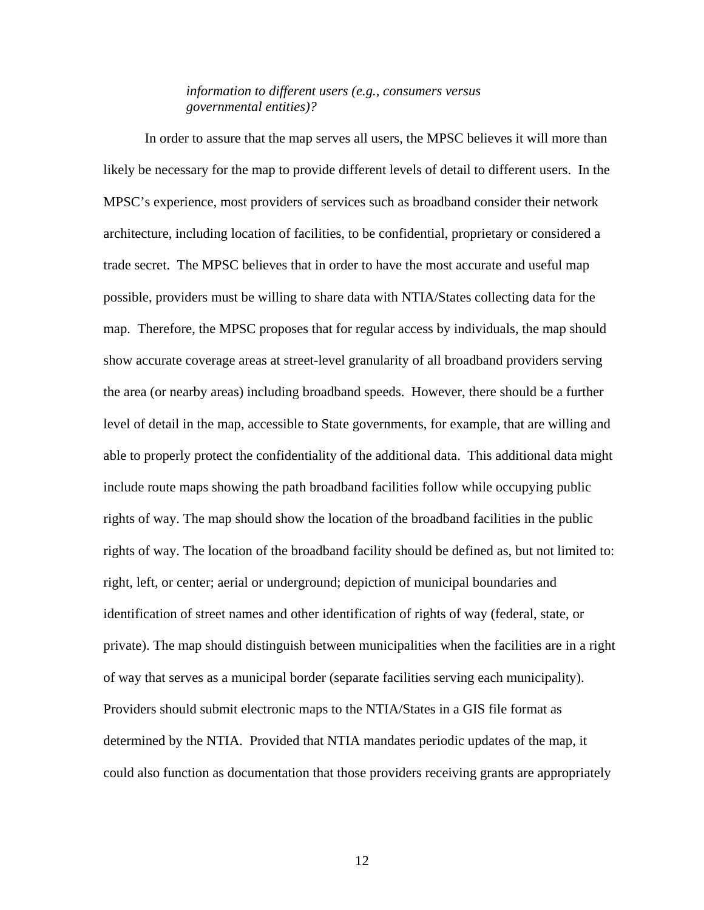*information to different users (e.g., consumers versus governmental entities)?*

In order to assure that the map serves all users, the MPSC believes it will more than likely be necessary for the map to provide different levels of detail to different users. In the MPSC's experience, most providers of services such as broadband consider their network architecture, including location of facilities, to be confidential, proprietary or considered a trade secret. The MPSC believes that in order to have the most accurate and useful map possible, providers must be willing to share data with NTIA/States collecting data for the map. Therefore, the MPSC proposes that for regular access by individuals, the map should show accurate coverage areas at street-level granularity of all broadband providers serving the area (or nearby areas) including broadband speeds. However, there should be a further level of detail in the map, accessible to State governments, for example, that are willing and able to properly protect the confidentiality of the additional data. This additional data might include route maps showing the path broadband facilities follow while occupying public rights of way. The map should show the location of the broadband facilities in the public rights of way. The location of the broadband facility should be defined as, but not limited to: right, left, or center; aerial or underground; depiction of municipal boundaries and identification of street names and other identification of rights of way (federal, state, or private). The map should distinguish between municipalities when the facilities are in a right of way that serves as a municipal border (separate facilities serving each municipality). Providers should submit electronic maps to the NTIA/States in a GIS file format as determined by the NTIA. Provided that NTIA mandates periodic updates of the map, it could also function as documentation that those providers receiving grants are appropriately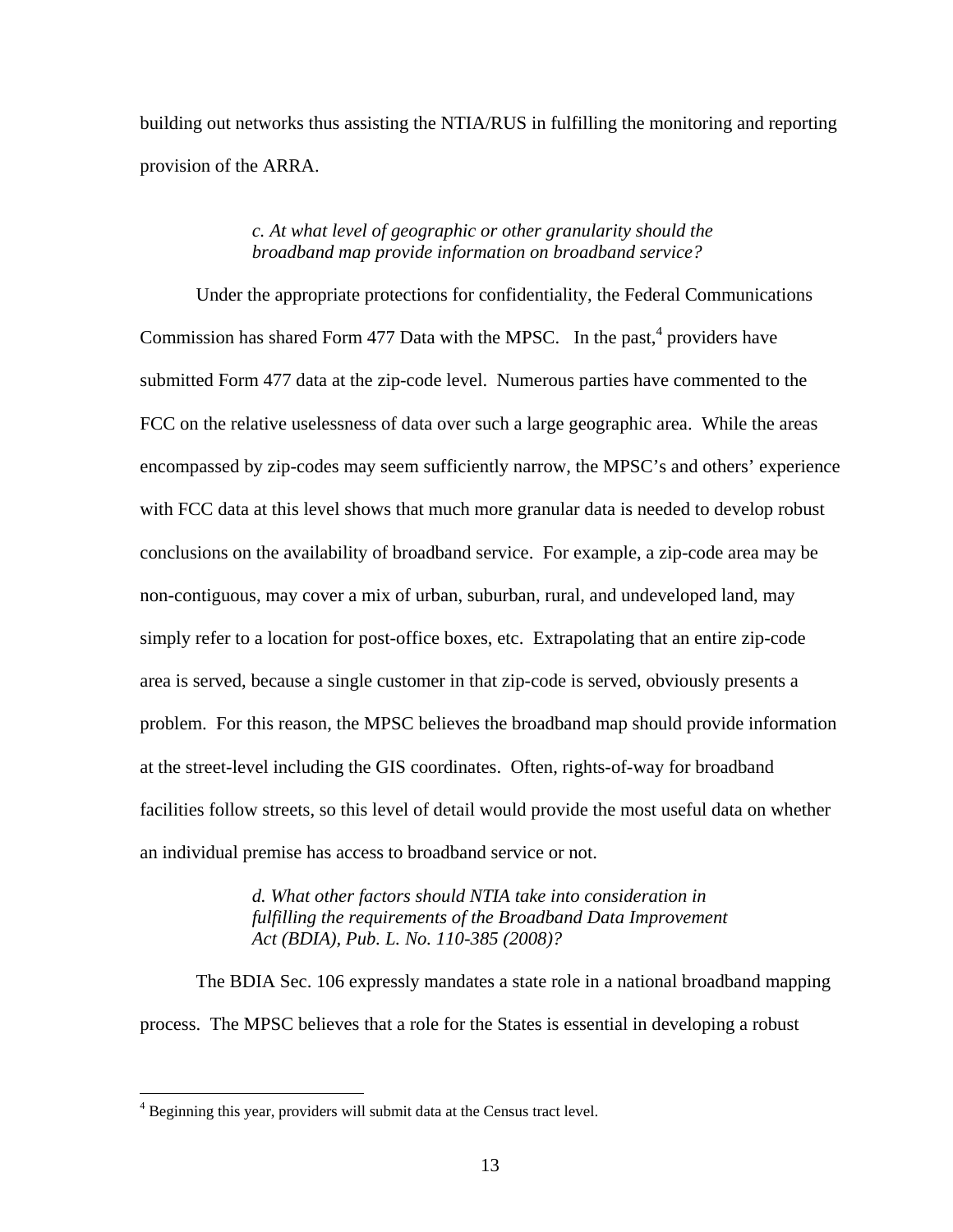building out networks thus assisting the NTIA/RUS in fulfilling the monitoring and reporting provision of the ARRA.

> *c. At what level of geographic or other granularity should the broadband map provide information on broadband service?*

Under the appropriate protections for confidentiality, the Federal Communications Commission has shared Form 477 Data with the MPSC. In the past,[4] providers have submitted Form 477 data at the zip-code level. Numerous parties have commented to the FCC on the relative uselessness of data over such a large geographic area. While the areas encompassed by zip-codes may seem sufficiently narrow, the MPSC's and others' experience with FCC data at this level shows that much more granular data is needed to develop robust conclusions on the availability of broadband service. For example, a zip-code area may be non-contiguous, may cover a mix of urban, suburban, rural, and undeveloped land, may simply refer to a location for post-office boxes, etc. Extrapolating that an entire zip-code area is served, because a single customer in that zip-code is served, obviously presents a problem. For this reason, the MPSC believes the broadband map should provide information at the street-level including the GIS coordinates. Often, rights-of-way for broadband facilities follow streets, so this level of detail would provide the most useful data on whether an individual premise has access to broadband service or not.

> *d. What other factors should NTIA take into consideration in fulfilling the requirements of the Broadband Data Improvement Act (BDIA), Pub. L. No. 110-385 (2008)?*

The BDIA Sec. 106 expressly mandates a state role in a national broadband mapping process. The MPSC believes that a role for the States is essential in developing a robust

---

[4] Beginning this year, providers will submit data at the Census tract level.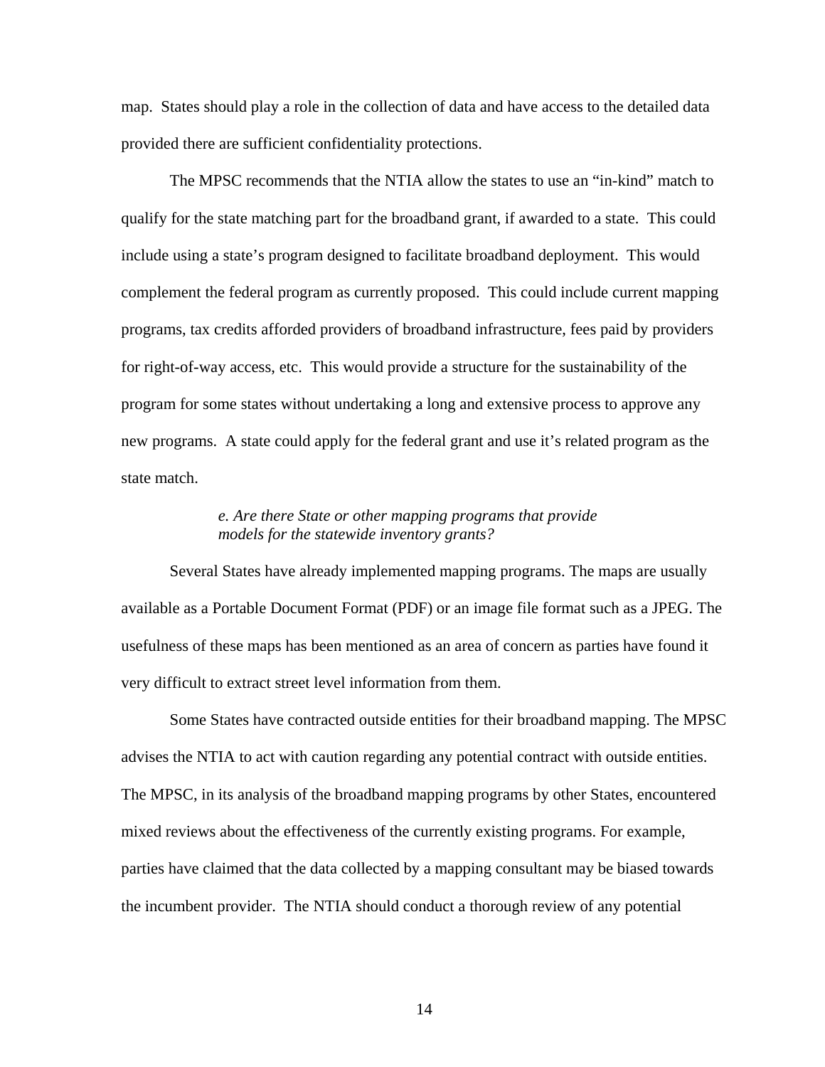map. States should play a role in the collection of data and have access to the detailed data provided there are sufficient confidentiality protections.

The MPSC recommends that the NTIA allow the states to use an "in-kind" match to qualify for the state matching part for the broadband grant, if awarded to a state. This could include using a state's program designed to facilitate broadband deployment. This would complement the federal program as currently proposed. This could include current mapping programs, tax credits afforded providers of broadband infrastructure, fees paid by providers for right-of-way access, etc. This would provide a structure for the sustainability of the program for some states without undertaking a long and extensive process to approve any new programs. A state could apply for the federal grant and use it's related program as the state match.

*e. Are there State or other mapping programs that provide models for the statewide inventory grants?*

Several States have already implemented mapping programs. The maps are usually available as a Portable Document Format (PDF) or an image file format such as a JPEG. The usefulness of these maps has been mentioned as an area of concern as parties have found it very difficult to extract street level information from them.

Some States have contracted outside entities for their broadband mapping. The MPSC advises the NTIA to act with caution regarding any potential contract with outside entities. The MPSC, in its analysis of the broadband mapping programs by other States, encountered mixed reviews about the effectiveness of the currently existing programs. For example, parties have claimed that the data collected by a mapping consultant may be biased towards the incumbent provider. The NTIA should conduct a thorough review of any potential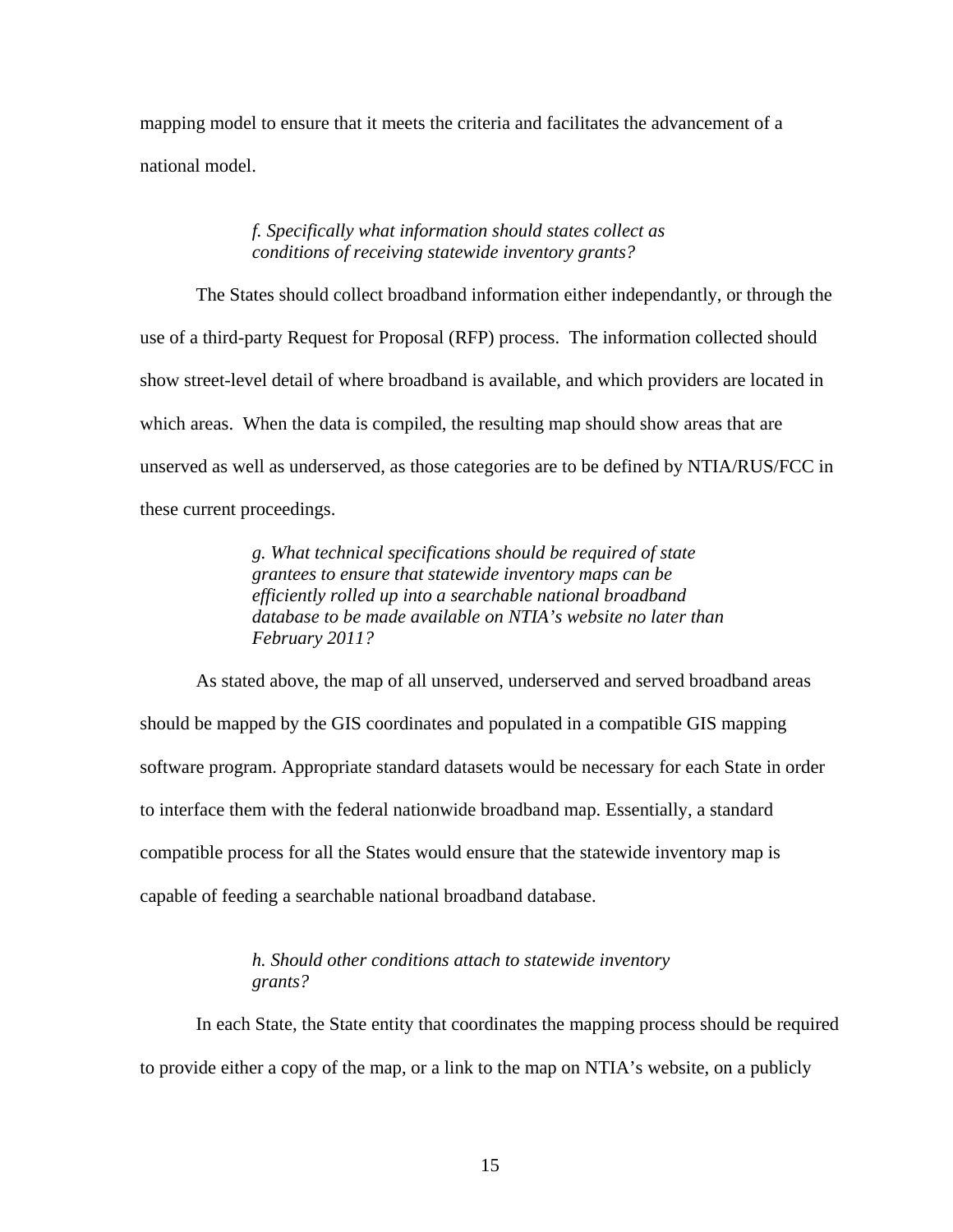mapping model to ensure that it meets the criteria and facilitates the advancement of a national model.

> *f. Specifically what information should states collect as conditions of receiving statewide inventory grants?*

The States should collect broadband information either independantly, or through the use of a third-party Request for Proposal (RFP) process. The information collected should show street-level detail of where broadband is available, and which providers are located in which areas. When the data is compiled, the resulting map should show areas that are unserved as well as underserved, as those categories are to be defined by NTIA/RUS/FCC in these current proceedings.

> *g. What technical specifications should be required of state grantees to ensure that statewide inventory maps can be efficiently rolled up into a searchable national broadband database to be made available on NTIA's website no later than February 2011?*

As stated above, the map of all unserved, underserved and served broadband areas should be mapped by the GIS coordinates and populated in a compatible GIS mapping software program. Appropriate standard datasets would be necessary for each State in order to interface them with the federal nationwide broadband map. Essentially, a standard compatible process for all the States would ensure that the statewide inventory map is capable of feeding a searchable national broadband database.

> *h. Should other conditions attach to statewide inventory grants?*

In each State, the State entity that coordinates the mapping process should be required to provide either a copy of the map, or a link to the map on NTIA's website, on a publicly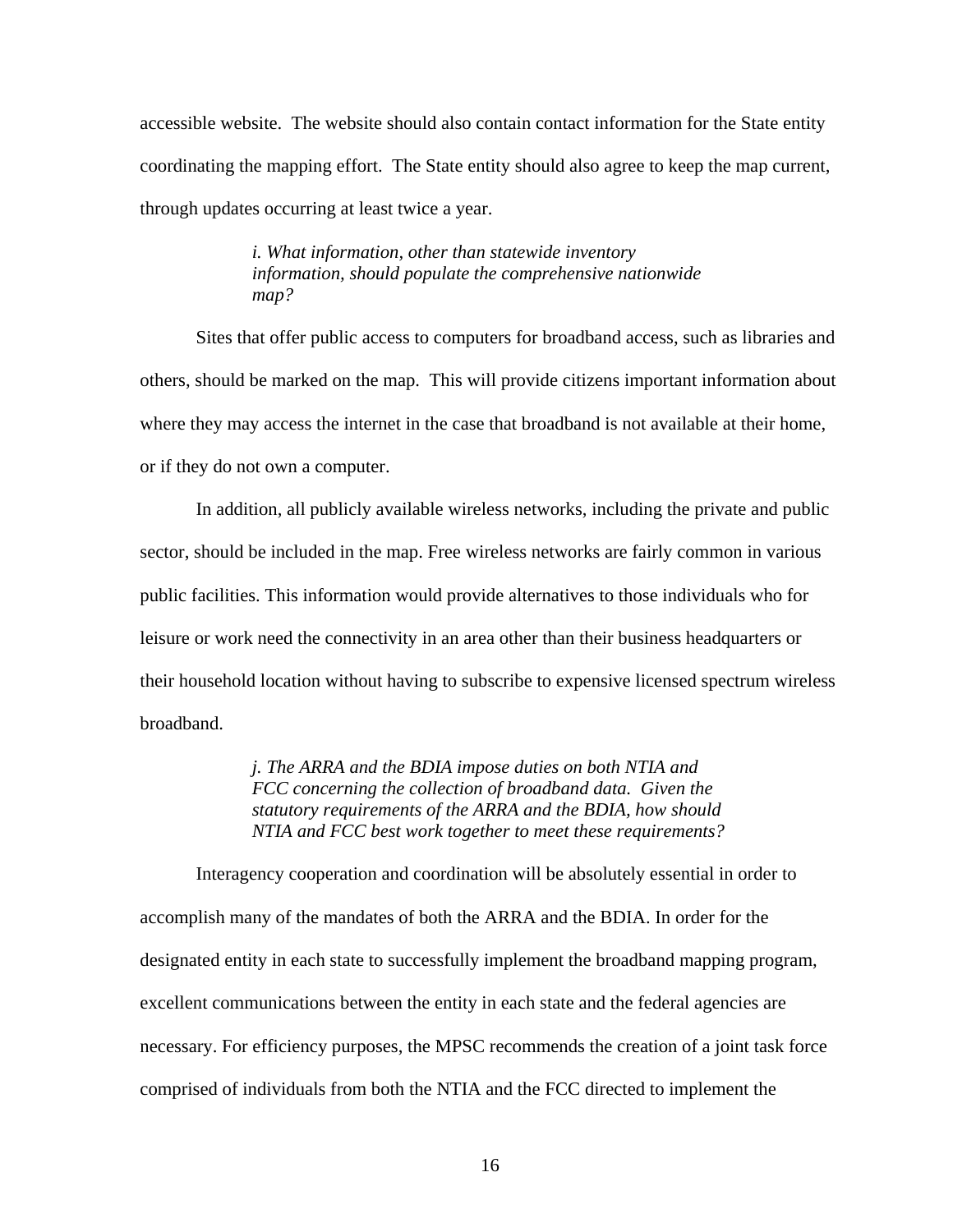accessible website. The website should also contain contact information for the State entity coordinating the mapping effort. The State entity should also agree to keep the map current, through updates occurring at least twice a year.

> *i. What information, other than statewide inventory information, should populate the comprehensive nationwide map?*

Sites that offer public access to computers for broadband access, such as libraries and others, should be marked on the map. This will provide citizens important information about where they may access the internet in the case that broadband is not available at their home, or if they do not own a computer.

In addition, all publicly available wireless networks, including the private and public sector, should be included in the map. Free wireless networks are fairly common in various public facilities. This information would provide alternatives to those individuals who for leisure or work need the connectivity in an area other than their business headquarters or their household location without having to subscribe to expensive licensed spectrum wireless broadband.

> *j. The ARRA and the BDIA impose duties on both NTIA and FCC concerning the collection of broadband data. Given the statutory requirements of the ARRA and the BDIA, how should NTIA and FCC best work together to meet these requirements?*

Interagency cooperation and coordination will be absolutely essential in order to accomplish many of the mandates of both the ARRA and the BDIA. In order for the designated entity in each state to successfully implement the broadband mapping program, excellent communications between the entity in each state and the federal agencies are necessary. For efficiency purposes, the MPSC recommends the creation of a joint task force comprised of individuals from both the NTIA and the FCC directed to implement the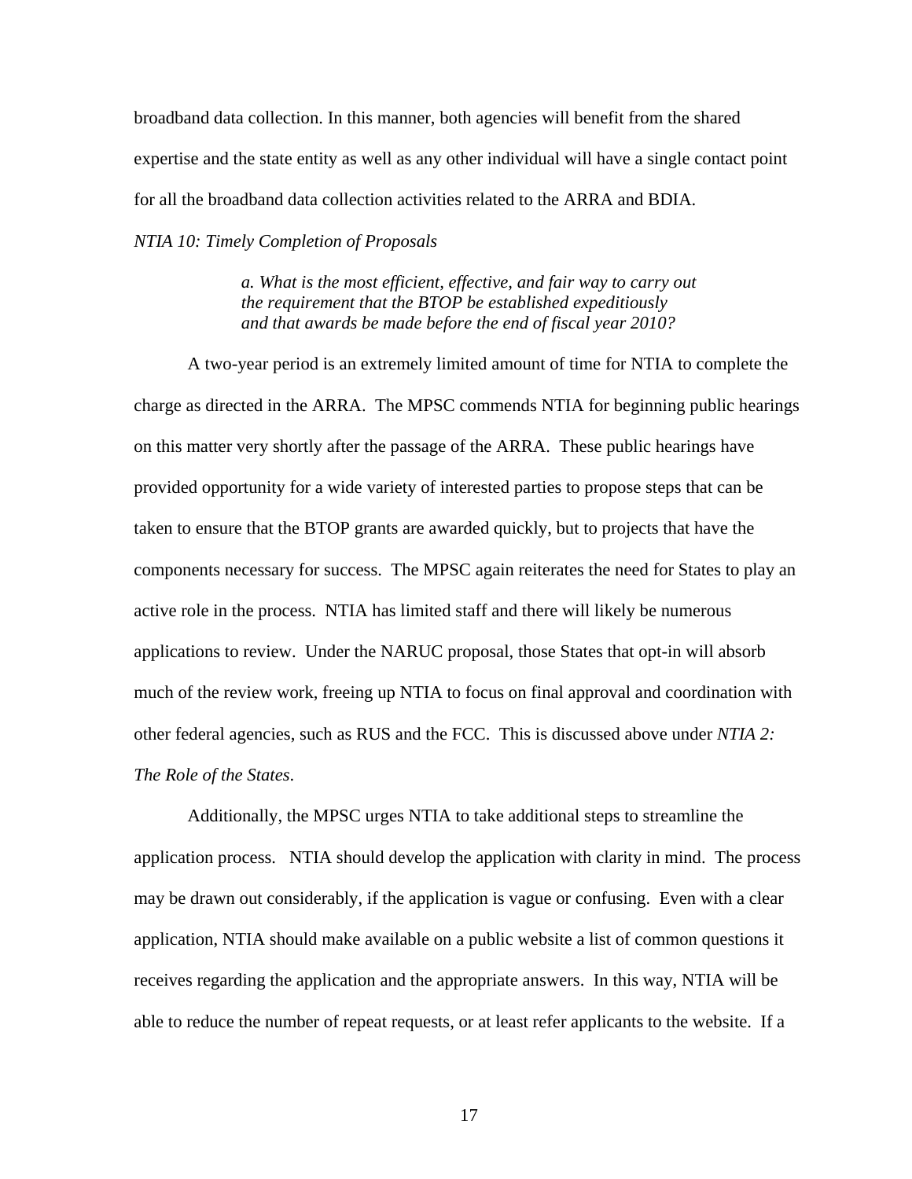broadband data collection. In this manner, both agencies will benefit from the shared expertise and the state entity as well as any other individual will have a single contact point for all the broadband data collection activities related to the ARRA and BDIA.

*NTIA 10: Timely Completion of Proposals*

> *a. What is the most efficient, effective, and fair way to carry out the requirement that the BTOP be established expeditiously and that awards be made before the end of fiscal year 2010?*

A two-year period is an extremely limited amount of time for NTIA to complete the charge as directed in the ARRA. The MPSC commends NTIA for beginning public hearings on this matter very shortly after the passage of the ARRA. These public hearings have provided opportunity for a wide variety of interested parties to propose steps that can be taken to ensure that the BTOP grants are awarded quickly, but to projects that have the components necessary for success. The MPSC again reiterates the need for States to play an active role in the process. NTIA has limited staff and there will likely be numerous applications to review. Under the NARUC proposal, those States that opt-in will absorb much of the review work, freeing up NTIA to focus on final approval and coordination with other federal agencies, such as RUS and the FCC. This is discussed above under *NTIA 2: The Role of the States*.

Additionally, the MPSC urges NTIA to take additional steps to streamline the application process. NTIA should develop the application with clarity in mind. The process may be drawn out considerably, if the application is vague or confusing. Even with a clear application, NTIA should make available on a public website a list of common questions it receives regarding the application and the appropriate answers. In this way, NTIA will be able to reduce the number of repeat requests, or at least refer applicants to the website. If a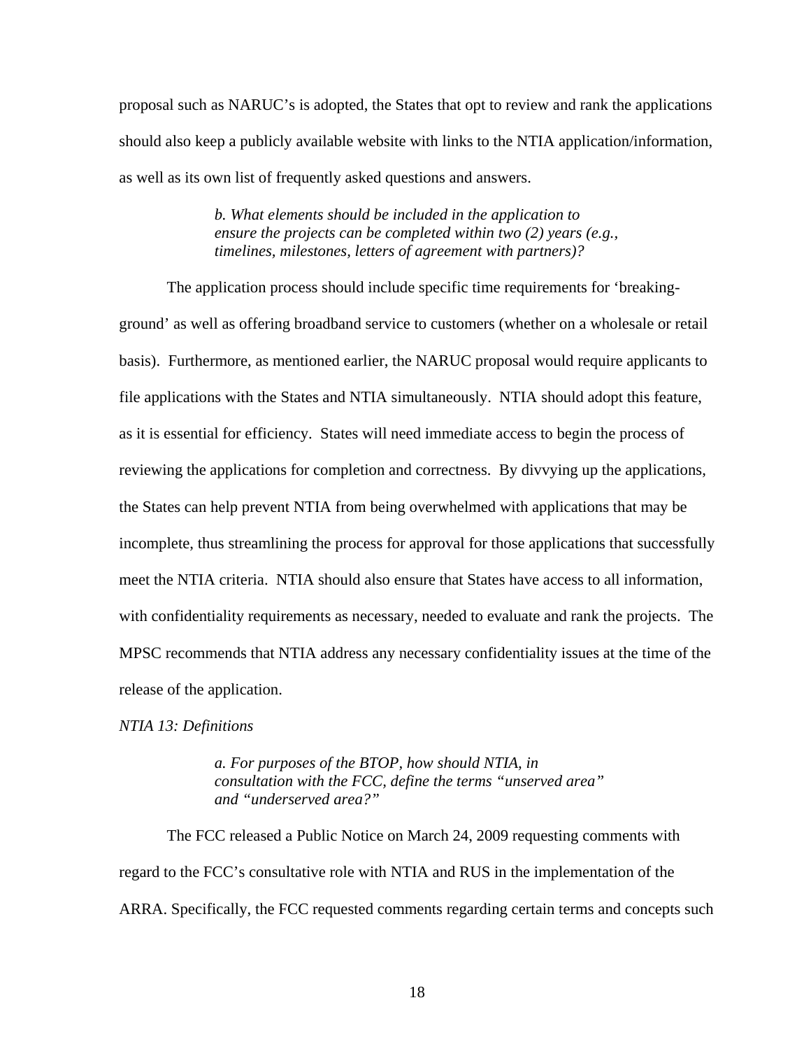proposal such as NARUC's is adopted, the States that opt to review and rank the applications should also keep a publicly available website with links to the NTIA application/information, as well as its own list of frequently asked questions and answers.

> *b. What elements should be included in the application to ensure the projects can be completed within two (2) years (e.g., timelines, milestones, letters of agreement with partners)?*

The application process should include specific time requirements for 'breaking-ground' as well as offering broadband service to customers (whether on a wholesale or retail basis). Furthermore, as mentioned earlier, the NARUC proposal would require applicants to file applications with the States and NTIA simultaneously. NTIA should adopt this feature, as it is essential for efficiency. States will need immediate access to begin the process of reviewing the applications for completion and correctness. By divvying up the applications, the States can help prevent NTIA from being overwhelmed with applications that may be incomplete, thus streamlining the process for approval for those applications that successfully meet the NTIA criteria. NTIA should also ensure that States have access to all information, with confidentiality requirements as necessary, needed to evaluate and rank the projects. The MPSC recommends that NTIA address any necessary confidentiality issues at the time of the release of the application.

*NTIA 13: Definitions*

> *a. For purposes of the BTOP, how should NTIA, in consultation with the FCC, define the terms "unserved area" and "underserved area?"*

The FCC released a Public Notice on March 24, 2009 requesting comments with regard to the FCC's consultative role with NTIA and RUS in the implementation of the ARRA. Specifically, the FCC requested comments regarding certain terms and concepts such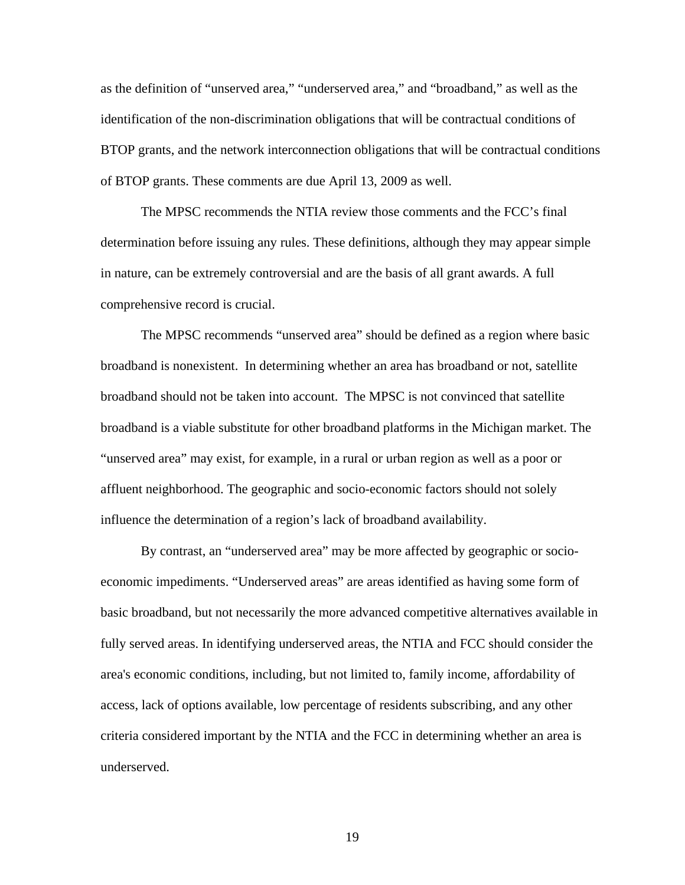as the definition of "unserved area," "underserved area," and "broadband," as well as the identification of the non-discrimination obligations that will be contractual conditions of BTOP grants, and the network interconnection obligations that will be contractual conditions of BTOP grants. These comments are due April 13, 2009 as well.

The MPSC recommends the NTIA review those comments and the FCC's final determination before issuing any rules. These definitions, although they may appear simple in nature, can be extremely controversial and are the basis of all grant awards. A full comprehensive record is crucial.

The MPSC recommends "unserved area" should be defined as a region where basic broadband is nonexistent. In determining whether an area has broadband or not, satellite broadband should not be taken into account. The MPSC is not convinced that satellite broadband is a viable substitute for other broadband platforms in the Michigan market. The "unserved area" may exist, for example, in a rural or urban region as well as a poor or affluent neighborhood. The geographic and socio-economic factors should not solely influence the determination of a region's lack of broadband availability.

By contrast, an "underserved area" may be more affected by geographic or socio-economic impediments. "Underserved areas" are areas identified as having some form of basic broadband, but not necessarily the more advanced competitive alternatives available in fully served areas. In identifying underserved areas, the NTIA and FCC should consider the area's economic conditions, including, but not limited to, family income, affordability of access, lack of options available, low percentage of residents subscribing, and any other criteria considered important by the NTIA and the FCC in determining whether an area is underserved.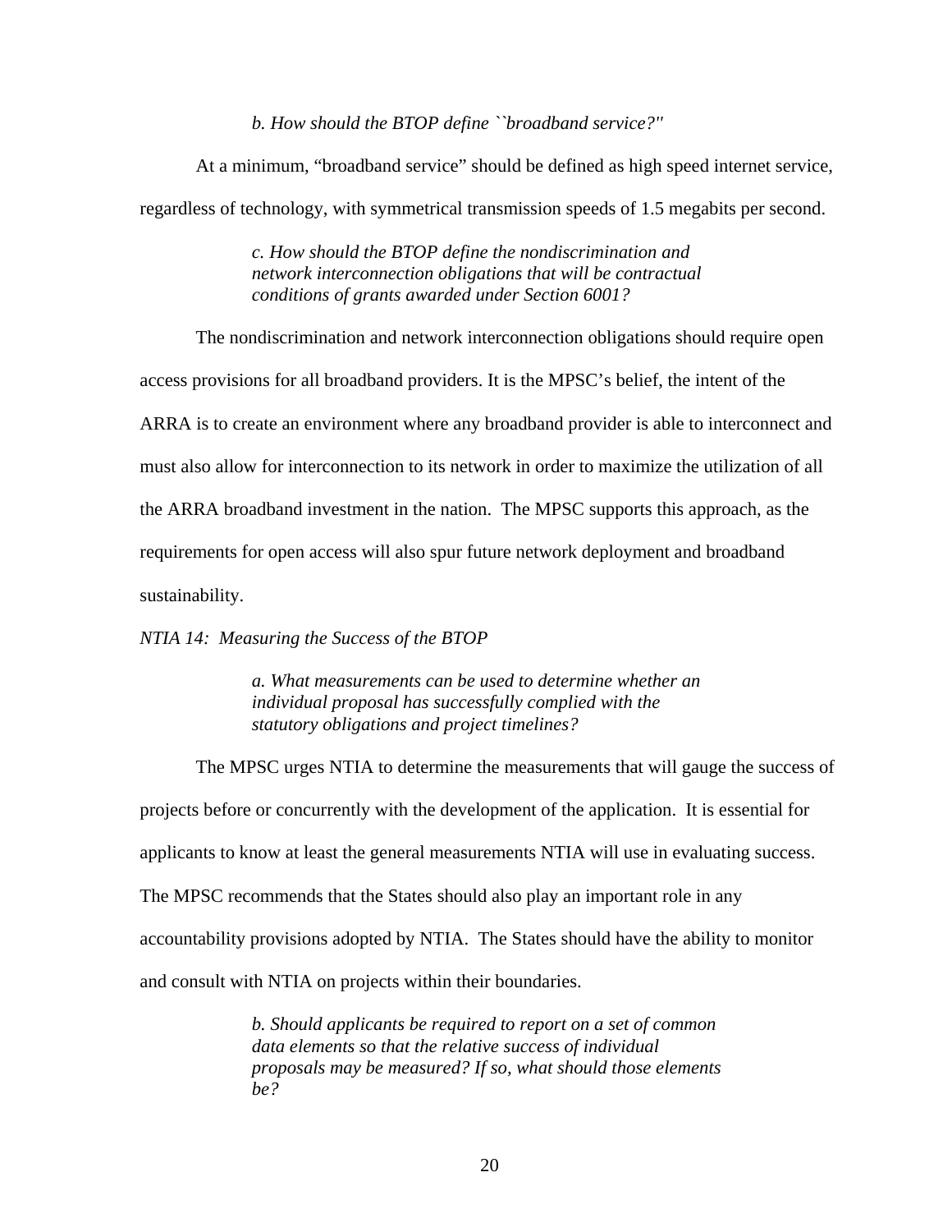*b. How should the BTOP define ``broadband service?''*

At a minimum, "broadband service" should be defined as high speed internet service, regardless of technology, with symmetrical transmission speeds of 1.5 megabits per second.

*c. How should the BTOP define the nondiscrimination and network interconnection obligations that will be contractual conditions of grants awarded under Section 6001?*

The nondiscrimination and network interconnection obligations should require open access provisions for all broadband providers. It is the MPSC's belief, the intent of the ARRA is to create an environment where any broadband provider is able to interconnect and must also allow for interconnection to its network in order to maximize the utilization of all the ARRA broadband investment in the nation. The MPSC supports this approach, as the requirements for open access will also spur future network deployment and broadband sustainability.

*NTIA 14: Measuring the Success of the BTOP*

*a. What measurements can be used to determine whether an individual proposal has successfully complied with the statutory obligations and project timelines?*

The MPSC urges NTIA to determine the measurements that will gauge the success of projects before or concurrently with the development of the application. It is essential for applicants to know at least the general measurements NTIA will use in evaluating success. The MPSC recommends that the States should also play an important role in any accountability provisions adopted by NTIA. The States should have the ability to monitor and consult with NTIA on projects within their boundaries.

*b. Should applicants be required to report on a set of common data elements so that the relative success of individual proposals may be measured? If so, what should those elements be?*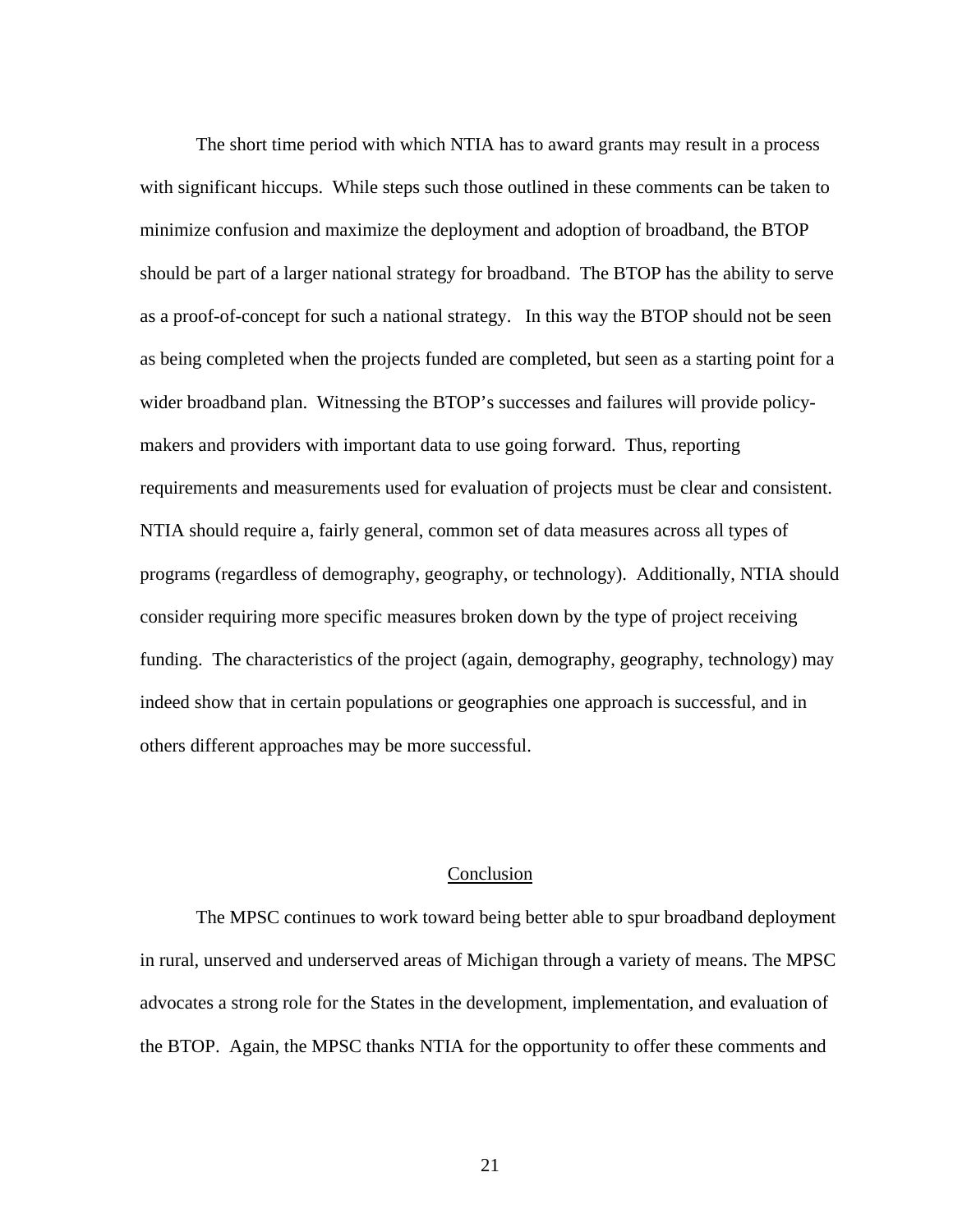The short time period with which NTIA has to award grants may result in a process with significant hiccups. While steps such those outlined in these comments can be taken to minimize confusion and maximize the deployment and adoption of broadband, the BTOP should be part of a larger national strategy for broadband. The BTOP has the ability to serve as a proof-of-concept for such a national strategy. In this way the BTOP should not be seen as being completed when the projects funded are completed, but seen as a starting point for a wider broadband plan. Witnessing the BTOP's successes and failures will provide policy-makers and providers with important data to use going forward. Thus, reporting requirements and measurements used for evaluation of projects must be clear and consistent. NTIA should require a, fairly general, common set of data measures across all types of programs (regardless of demography, geography, or technology). Additionally, NTIA should consider requiring more specific measures broken down by the type of project receiving funding. The characteristics of the project (again, demography, geography, technology) may indeed show that in certain populations or geographies one approach is successful, and in others different approaches may be more successful.

## Conclusion

The MPSC continues to work toward being better able to spur broadband deployment in rural, unserved and underserved areas of Michigan through a variety of means. The MPSC advocates a strong role for the States in the development, implementation, and evaluation of the BTOP. Again, the MPSC thanks NTIA for the opportunity to offer these comments and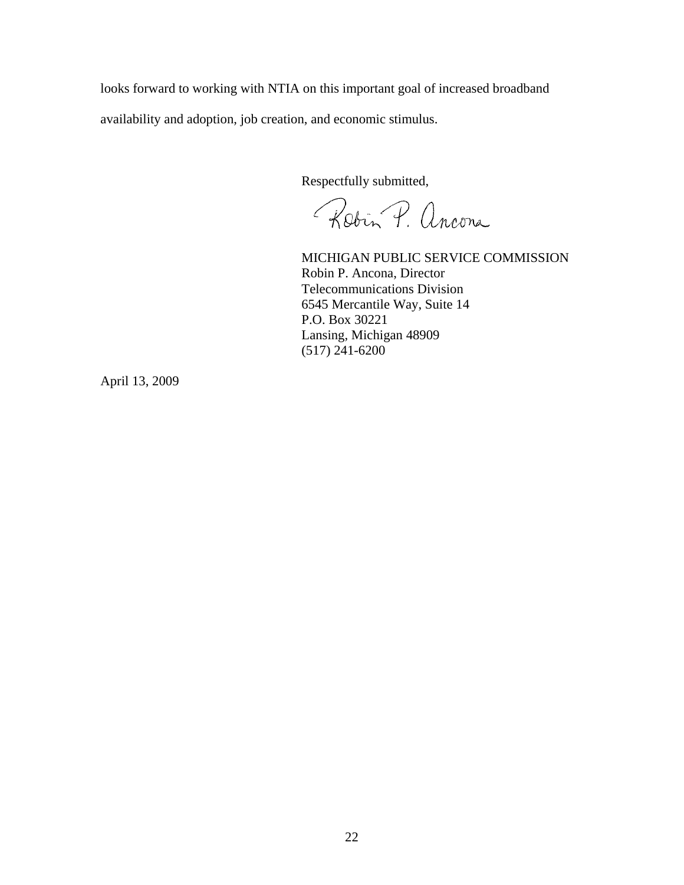looks forward to working with NTIA on this important goal of increased broadband availability and adoption, job creation, and economic stimulus.

Respectfully submitted,

Robin P. Ancona

MICHIGAN PUBLIC SERVICE COMMISSION
Robin P. Ancona, Director
Telecommunications Division
6545 Mercantile Way, Suite 14
P.O. Box 30221
Lansing, Michigan 48909
(517) 241-6200

April 13, 2009